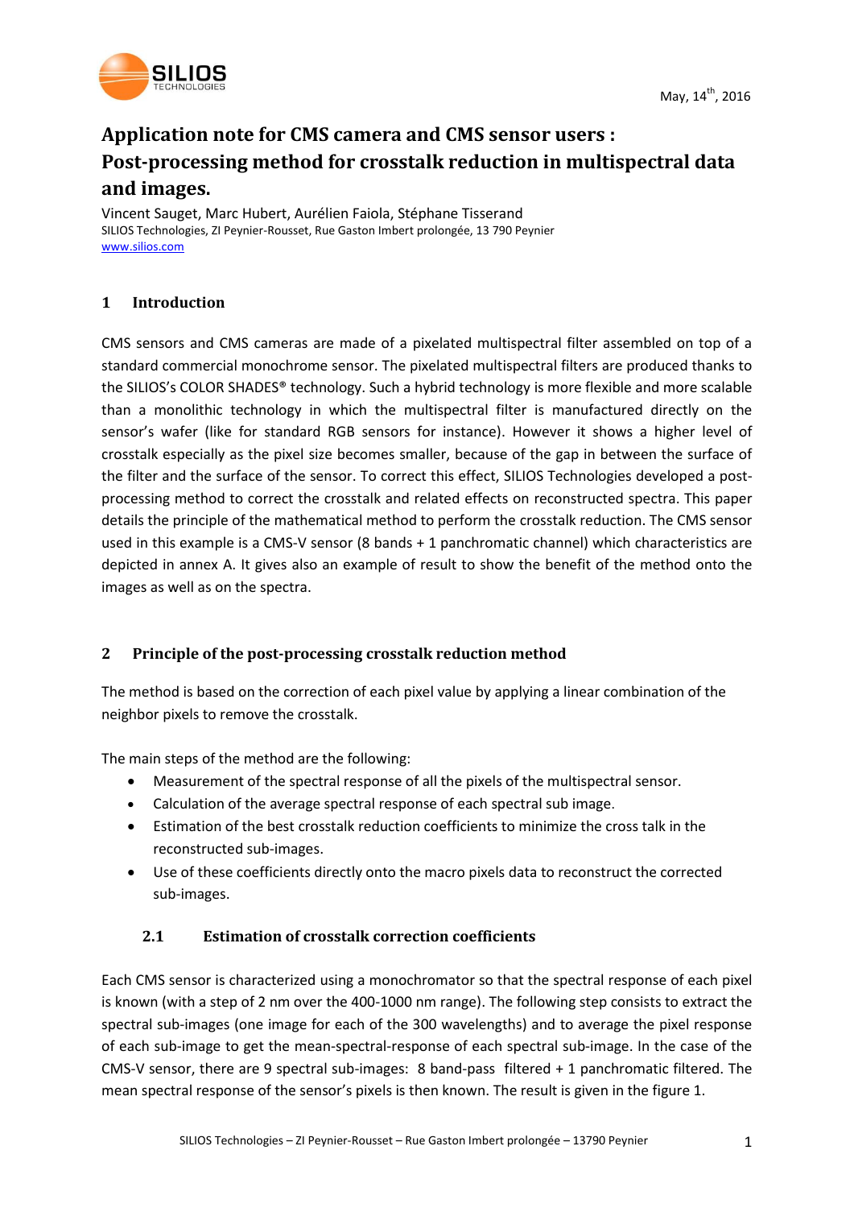May, 14th, 2016

# Application note for CMS camera and CMS sensor users : Post-processing method for crosstalk reduction in multispectral data and images.

Vincent Sauget, Marc Hubert, Aurélien Faiola, Stéphane Tisserand
SILIOS Technologies, ZI Peynier-Rousset, Rue Gaston Imbert prolongée, 13 790 Peynier
www.silios.com

## 1 Introduction

CMS sensors and CMS cameras are made of a pixelated multispectral filter assembled on top of a standard commercial monochrome sensor. The pixelated multispectral filters are produced thanks to the SILIOS's COLOR SHADES® technology. Such a hybrid technology is more flexible and more scalable than a monolithic technology in which the multispectral filter is manufactured directly on the sensor's wafer (like for standard RGB sensors for instance). However it shows a higher level of crosstalk especially as the pixel size becomes smaller, because of the gap in between the surface of the filter and the surface of the sensor. To correct this effect, SILIOS Technologies developed a post-processing method to correct the crosstalk and related effects on reconstructed spectra. This paper details the principle of the mathematical method to perform the crosstalk reduction. The CMS sensor used in this example is a CMS-V sensor (8 bands + 1 panchromatic channel) which characteristics are depicted in annex A. It gives also an example of result to show the benefit of the method onto the images as well as on the spectra.

## 2 Principle of the post-processing crosstalk reduction method

The method is based on the correction of each pixel value by applying a linear combination of the neighbor pixels to remove the crosstalk.

The main steps of the method are the following:

- Measurement of the spectral response of all the pixels of the multispectral sensor.
- Calculation of the average spectral response of each spectral sub image.
- Estimation of the best crosstalk reduction coefficients to minimize the cross talk in the reconstructed sub-images.
- Use of these coefficients directly onto the macro pixels data to reconstruct the corrected sub-images.

### 2.1 Estimation of crosstalk correction coefficients

Each CMS sensor is characterized using a monochromator so that the spectral response of each pixel is known (with a step of 2 nm over the 400-1000 nm range). The following step consists to extract the spectral sub-images (one image for each of the 300 wavelengths) and to average the pixel response of each sub-image to get the mean-spectral-response of each spectral sub-image. In the case of the CMS-V sensor, there are 9 spectral sub-images: 8 band-pass filtered + 1 panchromatic filtered. The mean spectral response of the sensor's pixels is then known. The result is given in the figure 1.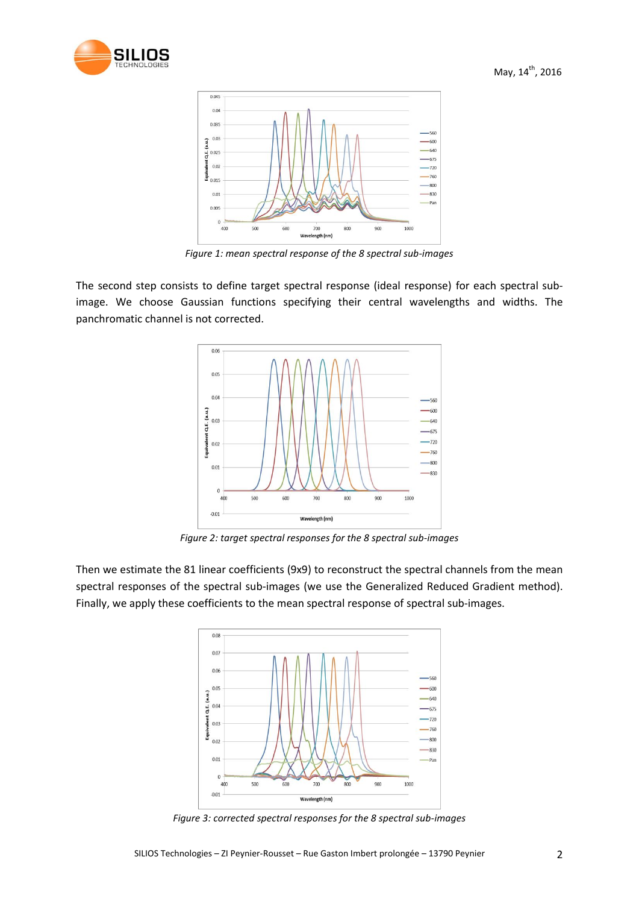*Figure 1: mean spectral response of the 8 spectral sub-images*

The second step consists to define target spectral response (ideal response) for each spectral sub-image. We choose Gaussian functions specifying their central wavelengths and widths. The panchromatic channel is not corrected.

*Figure 2: target spectral responses for the 8 spectral sub-images*

Then we estimate the 81 linear coefficients (9x9) to reconstruct the spectral channels from the mean spectral responses of the spectral sub-images (we use the Generalized Reduced Gradient method). Finally, we apply these coefficients to the mean spectral response of spectral sub-images.

*Figure 3: corrected spectral responses for the 8 spectral sub-images*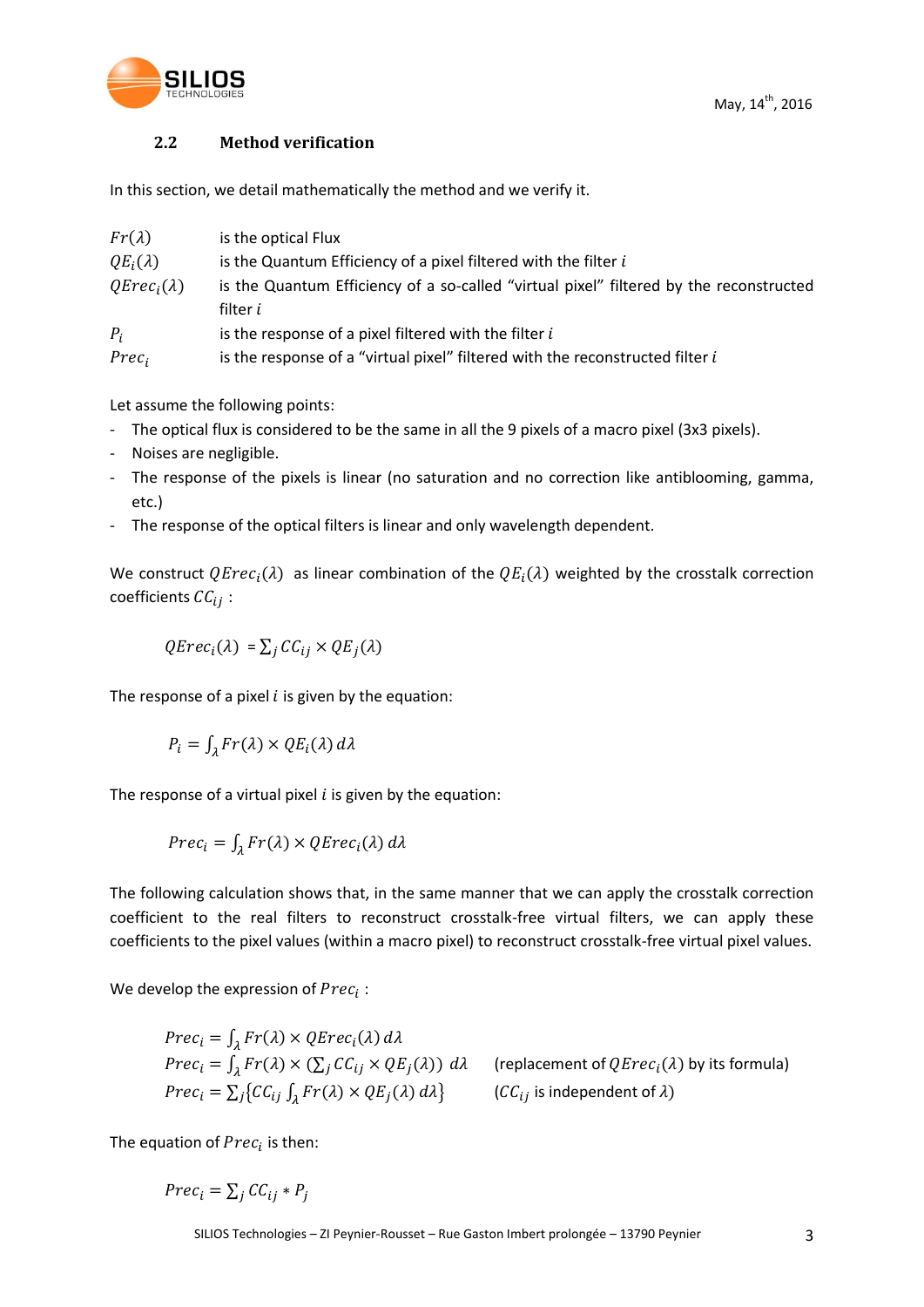### 2.2 Method verification

In this section, we detail mathematically the method and we verify it.

| | |
|---|---|
| $Fr(\lambda)$ | is the optical Flux |
| $QE_i(\lambda)$ | is the Quantum Efficiency of a pixel filtered with the filter $i$ |
| $QErec_i(\lambda)$ | is the Quantum Efficiency of a so-called "virtual pixel" filtered by the reconstructed filter $i$ |
| $P_i$ | is the response of a pixel filtered with the filter $i$ |
| $Prec_i$ | is the response of a "virtual pixel" filtered with the reconstructed filter $i$ |

Let assume the following points:

- The optical flux is considered to be the same in all the 9 pixels of a macro pixel (3x3 pixels).
- Noises are negligible.
- The response of the pixels is linear (no saturation and no correction like antiblooming, gamma, etc.)
- The response of the optical filters is linear and only wavelength dependent.

We construct $QErec_i(\lambda)$ as linear combination of the $QE_i(\lambda)$ weighted by the crosstalk correction coefficients $CC_{ij}$ :

$$QErec_i(\lambda) = \sum_j CC_{ij} \times QE_j(\lambda)$$

The response of a pixel $i$ is given by the equation:

$$P_i = \int_\lambda Fr(\lambda) \times QE_i(\lambda)\, d\lambda$$

The response of a virtual pixel $i$ is given by the equation:

$$Prec_i = \int_\lambda Fr(\lambda) \times QErec_i(\lambda)\, d\lambda$$

The following calculation shows that, in the same manner that we can apply the crosstalk correction coefficient to the real filters to reconstruct crosstalk-free virtual filters, we can apply these coefficients to the pixel values (within a macro pixel) to reconstruct crosstalk-free virtual pixel values.

We develop the expression of $Prec_i$ :

$$Prec_i = \int_\lambda Fr(\lambda) \times QErec_i(\lambda)\, d\lambda$$

$$Prec_i = \int_\lambda Fr(\lambda) \times \left(\sum_j CC_{ij} \times QE_j(\lambda)\right)\, d\lambda \qquad \text{(replacement of } QErec_i(\lambda) \text{ by its formula)}$$

$$Prec_i = \sum_j \left\{ CC_{ij} \int_\lambda Fr(\lambda) \times QE_j(\lambda)\, d\lambda \right\} \qquad (CC_{ij} \text{ is independent of } \lambda)$$

The equation of $Prec_i$ is then:

$$Prec_i = \sum_j CC_{ij} * P_j$$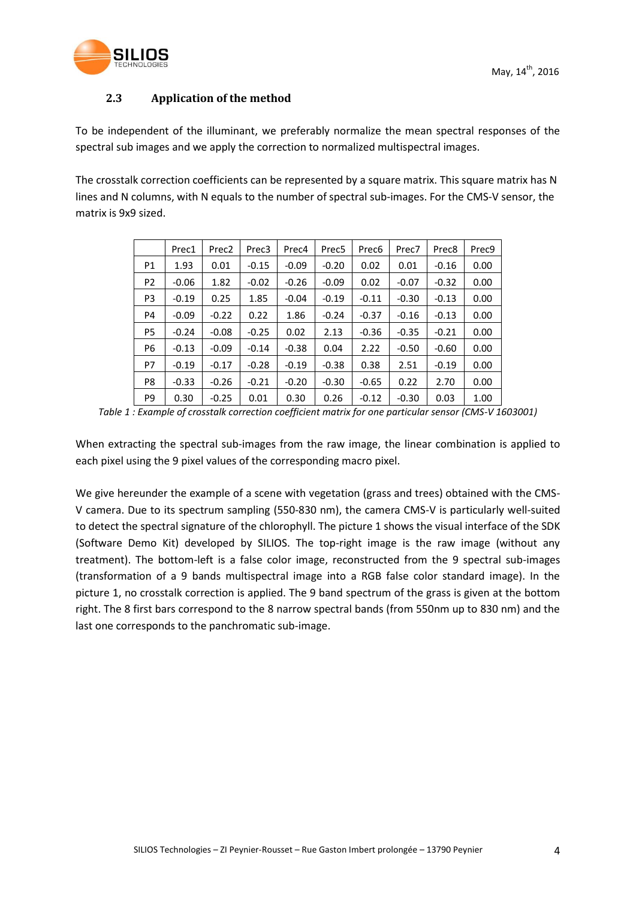## 2.3 Application of the method

To be independent of the illuminant, we preferably normalize the mean spectral responses of the spectral sub images and we apply the correction to normalized multispectral images.

The crosstalk correction coefficients can be represented by a square matrix. This square matrix has N lines and N columns, with N equals to the number of spectral sub-images. For the CMS-V sensor, the matrix is 9x9 sized.

| | Prec1 | Prec2 | Prec3 | Prec4 | Prec5 | Prec6 | Prec7 | Prec8 | Prec9 |
|---|---|---|---|---|---|---|---|---|---|
| P1 | 1.93 | 0.01 | -0.15 | -0.09 | -0.20 | 0.02 | 0.01 | -0.16 | 0.00 |
| P2 | -0.06 | 1.82 | -0.02 | -0.26 | -0.09 | 0.02 | -0.07 | -0.32 | 0.00 |
| P3 | -0.19 | 0.25 | 1.85 | -0.04 | -0.19 | -0.11 | -0.30 | -0.13 | 0.00 |
| P4 | -0.09 | -0.22 | 0.22 | 1.86 | -0.24 | -0.37 | -0.16 | -0.13 | 0.00 |
| P5 | -0.24 | -0.08 | -0.25 | 0.02 | 2.13 | -0.36 | -0.35 | -0.21 | 0.00 |
| P6 | -0.13 | -0.09 | -0.14 | -0.38 | 0.04 | 2.22 | -0.50 | -0.60 | 0.00 |
| P7 | -0.19 | -0.17 | -0.28 | -0.19 | -0.38 | 0.38 | 2.51 | -0.19 | 0.00 |
| P8 | -0.33 | -0.26 | -0.21 | -0.20 | -0.30 | -0.65 | 0.22 | 2.70 | 0.00 |
| P9 | 0.30 | -0.25 | 0.01 | 0.30 | 0.26 | -0.12 | -0.30 | 0.03 | 1.00 |

*Table 1 : Example of crosstalk correction coefficient matrix for one particular sensor (CMS-V 1603001)*

When extracting the spectral sub-images from the raw image, the linear combination is applied to each pixel using the 9 pixel values of the corresponding macro pixel.

We give hereunder the example of a scene with vegetation (grass and trees) obtained with the CMS-V camera. Due to its spectrum sampling (550-830 nm), the camera CMS-V is particularly well-suited to detect the spectral signature of the chlorophyll. The picture 1 shows the visual interface of the SDK (Software Demo Kit) developed by SILIOS. The top-right image is the raw image (without any treatment). The bottom-left is a false color image, reconstructed from the 9 spectral sub-images (transformation of a 9 bands multispectral image into a RGB false color standard image). In the picture 1, no crosstalk correction is applied. The 9 band spectrum of the grass is given at the bottom right. The 8 first bars correspond to the 8 narrow spectral bands (from 550nm up to 830 nm) and the last one corresponds to the panchromatic sub-image.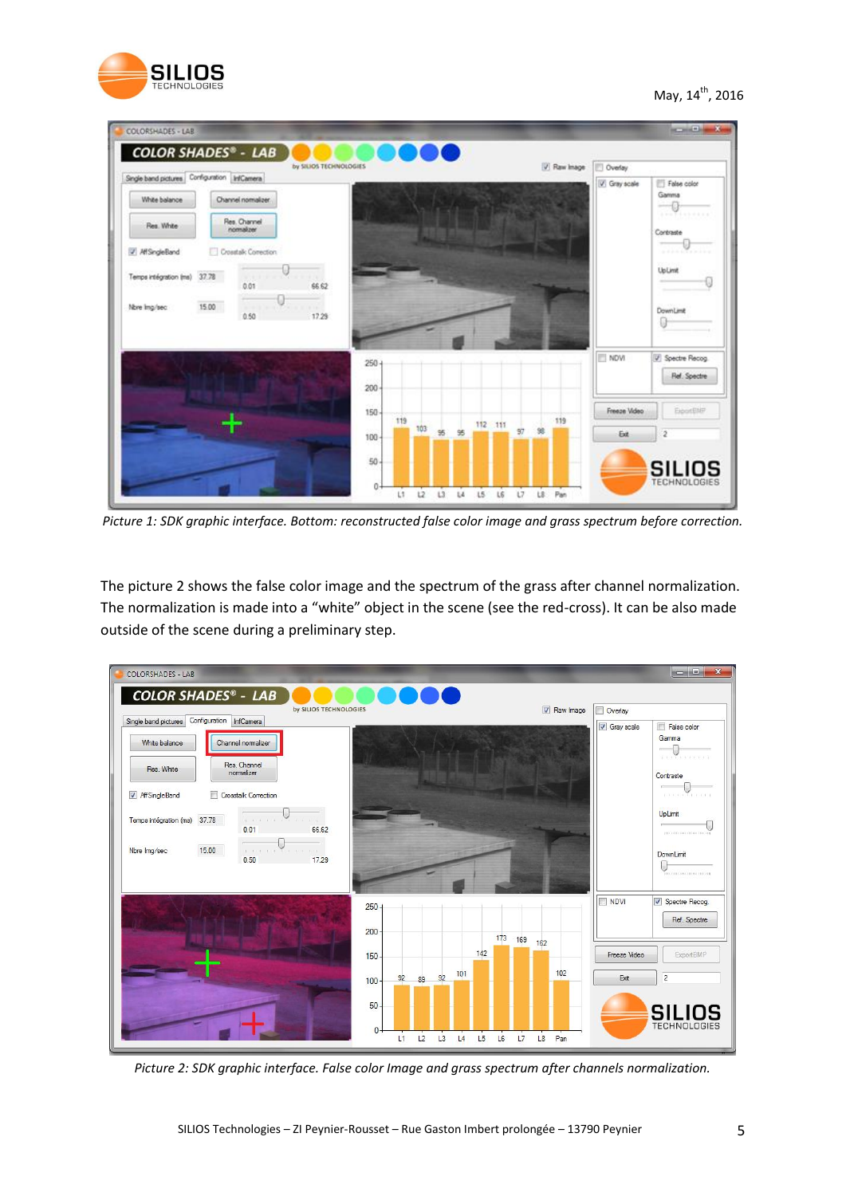May, 14th, 2016

Picture 1: SDK graphic interface. Bottom: reconstructed false color image and grass spectrum before correction.

The picture 2 shows the false color image and the spectrum of the grass after channel normalization. The normalization is made into a “white” object in the scene (see the red-cross). It can be also made outside of the scene during a preliminary step.

Picture 2: SDK graphic interface. False color Image and grass spectrum after channels normalization.

SILIOS Technologies – ZI Peynier-Rousset – Rue Gaston Imbert prolongée – 13790 Peynier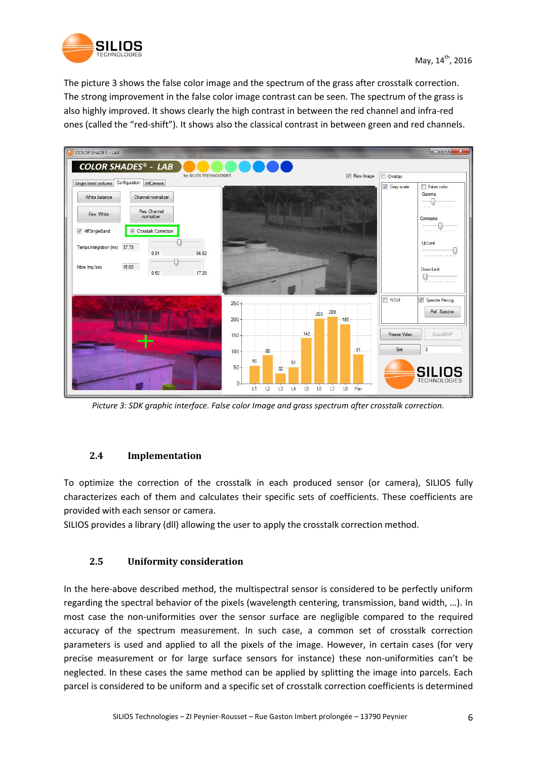The picture 3 shows the false color image and the spectrum of the grass after crosstalk correction. The strong improvement in the false color image contrast can be seen. The spectrum of the grass is also highly improved. It shows clearly the high contrast in between the red channel and infra-red ones (called the "red-shift"). It shows also the classical contrast in between green and red channels.

*Picture 3: SDK graphic interface. False color Image and grass spectrum after crosstalk correction.*

### 2.4 Implementation

To optimize the correction of the crosstalk in each produced sensor (or camera), SILIOS fully characterizes each of them and calculates their specific sets of coefficients. These coefficients are provided with each sensor or camera.

SILIOS provides a library (dll) allowing the user to apply the crosstalk correction method.

### 2.5 Uniformity consideration

In the here-above described method, the multispectral sensor is considered to be perfectly uniform regarding the spectral behavior of the pixels (wavelength centering, transmission, band width, …). In most case the non-uniformities over the sensor surface are negligible compared to the required accuracy of the spectrum measurement. In such case, a common set of crosstalk correction parameters is used and applied to all the pixels of the image. However, in certain cases (for very precise measurement or for large surface sensors for instance) these non-uniformities can't be neglected. In these cases the same method can be applied by splitting the image into parcels. Each parcel is considered to be uniform and a specific set of crosstalk correction coefficients is determined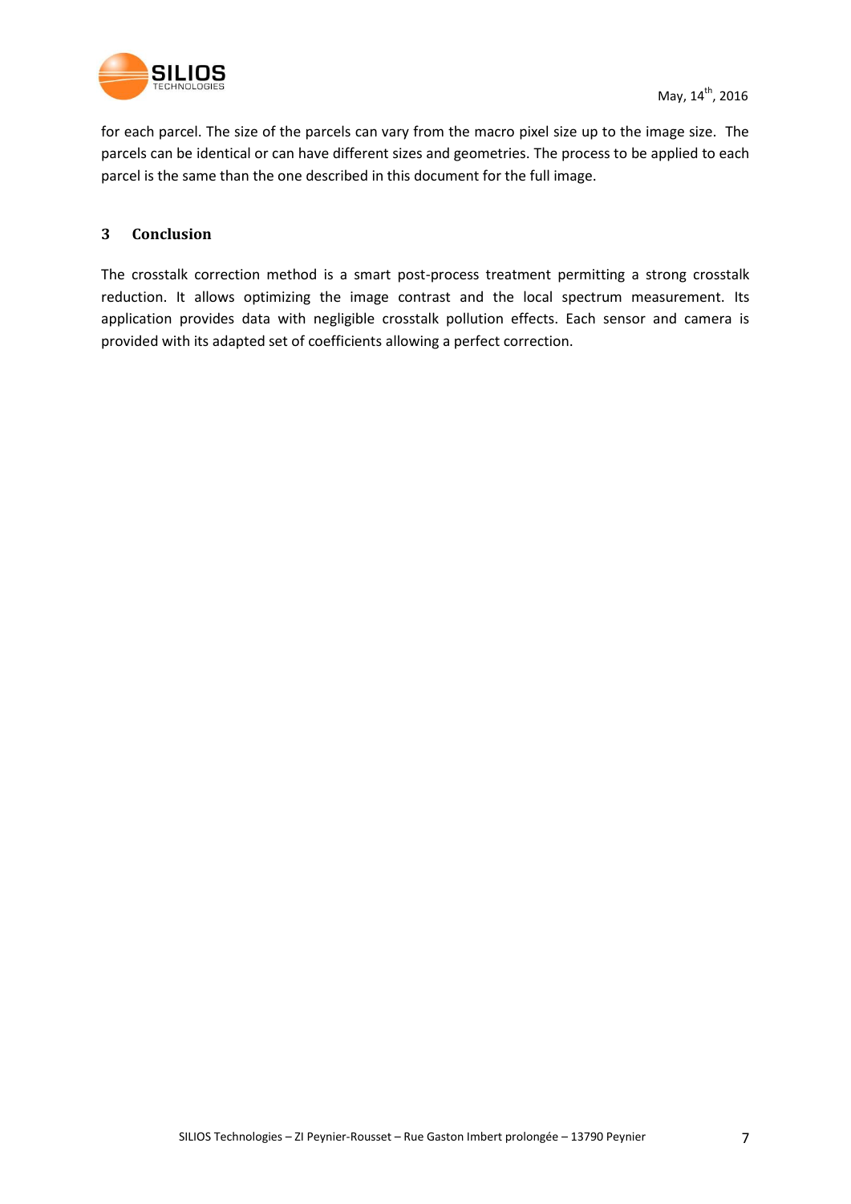for each parcel. The size of the parcels can vary from the macro pixel size up to the image size. The parcels can be identical or can have different sizes and geometries. The process to be applied to each parcel is the same than the one described in this document for the full image.

## 3 Conclusion

The crosstalk correction method is a smart post-process treatment permitting a strong crosstalk reduction. It allows optimizing the image contrast and the local spectrum measurement. Its application provides data with negligible crosstalk pollution effects. Each sensor and camera is provided with its adapted set of coefficients allowing a perfect correction.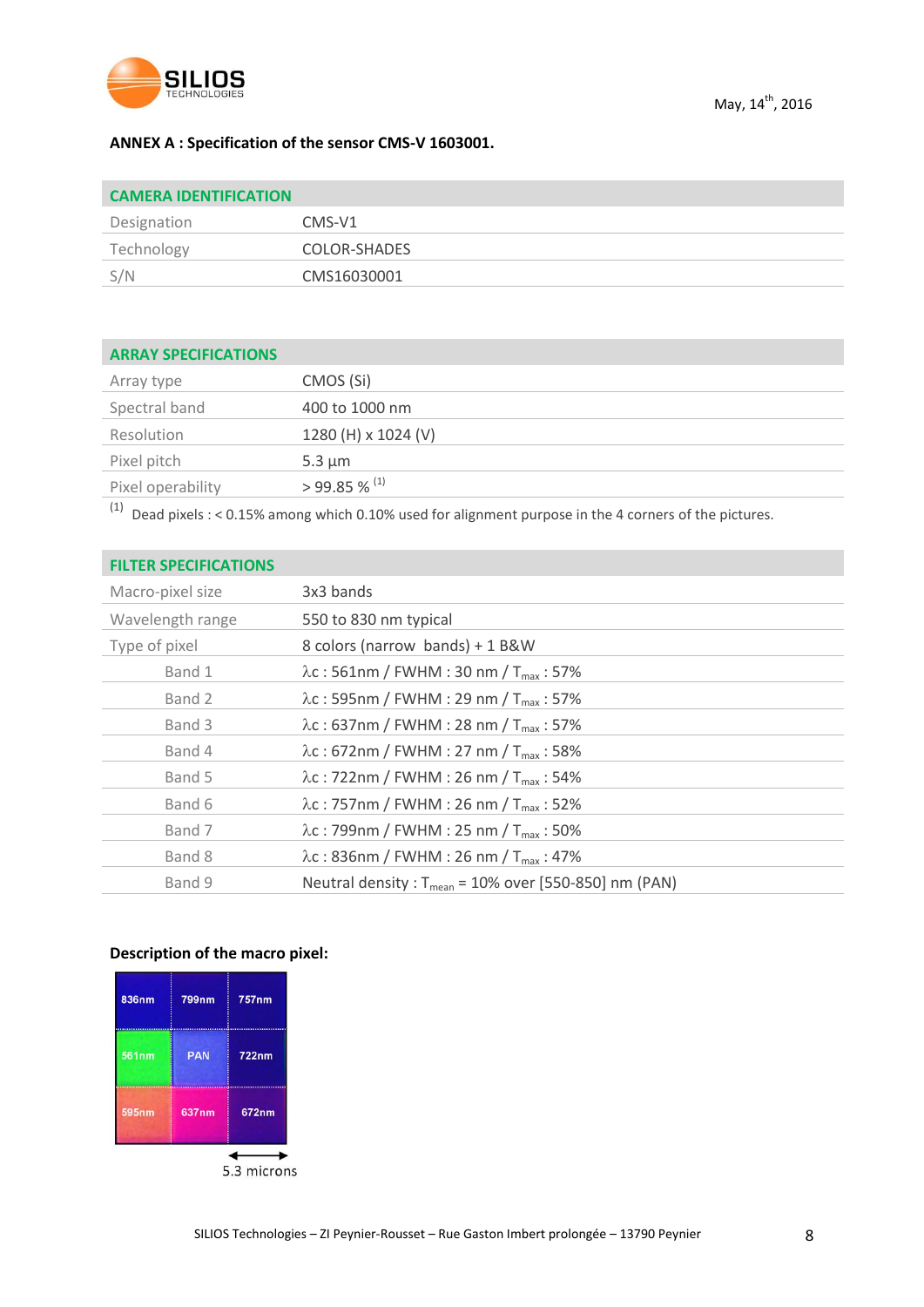May, 14th, 2016

**ANNEX A : Specification of the sensor CMS-V 1603001.**

| CAMERA IDENTIFICATION | |
|---|---|
| Designation | CMS-V1 |
| Technology | COLOR-SHADES |
| S/N | CMS16030001 |

| ARRAY SPECIFICATIONS | |
|---|---|
| Array type | CMOS (Si) |
| Spectral band | 400 to 1000 nm |
| Resolution | 1280 (H) x 1024 (V) |
| Pixel pitch | 5.3 µm |
| Pixel operability | > 99.85 % (1) |

(1) Dead pixels : < 0.15% among which 0.10% used for alignment purpose in the 4 corners of the pictures.

| FILTER SPECIFICATIONS | |
|---|---|
| Macro-pixel size | 3x3 bands |
| Wavelength range | 550 to 830 nm typical |
| Type of pixel | 8 colors (narrow bands) + 1 B&W |
| Band 1 | $\lambda c$ : 561nm / FWHM : 30 nm / $T_{max}$ : 57% |
| Band 2 | $\lambda c$ : 595nm / FWHM : 29 nm / $T_{max}$ : 57% |
| Band 3 | $\lambda c$ : 637nm / FWHM : 28 nm / $T_{max}$ : 57% |
| Band 4 | $\lambda c$ : 672nm / FWHM : 27 nm / $T_{max}$ : 58% |
| Band 5 | $\lambda c$ : 722nm / FWHM : 26 nm / $T_{max}$ : 54% |
| Band 6 | $\lambda c$ : 757nm / FWHM : 26 nm / $T_{max}$ : 52% |
| Band 7 | $\lambda c$ : 799nm / FWHM : 25 nm / $T_{max}$ : 50% |
| Band 8 | $\lambda c$ : 836nm / FWHM : 26 nm / $T_{max}$ : 47% |
| Band 9 | Neutral density : $T_{mean}$ = 10% over [550-850] nm (PAN) |

**Description of the macro pixel:**

| | | |
|---|---|---|
| 836nm | 799nm | 757nm |
| 561nm | PAN | 722nm |
| 595nm | 637nm | 672nm |

5.3 microns

SILIOS Technologies – ZI Peynier-Rousset – Rue Gaston Imbert prolongée – 13790 Peynier